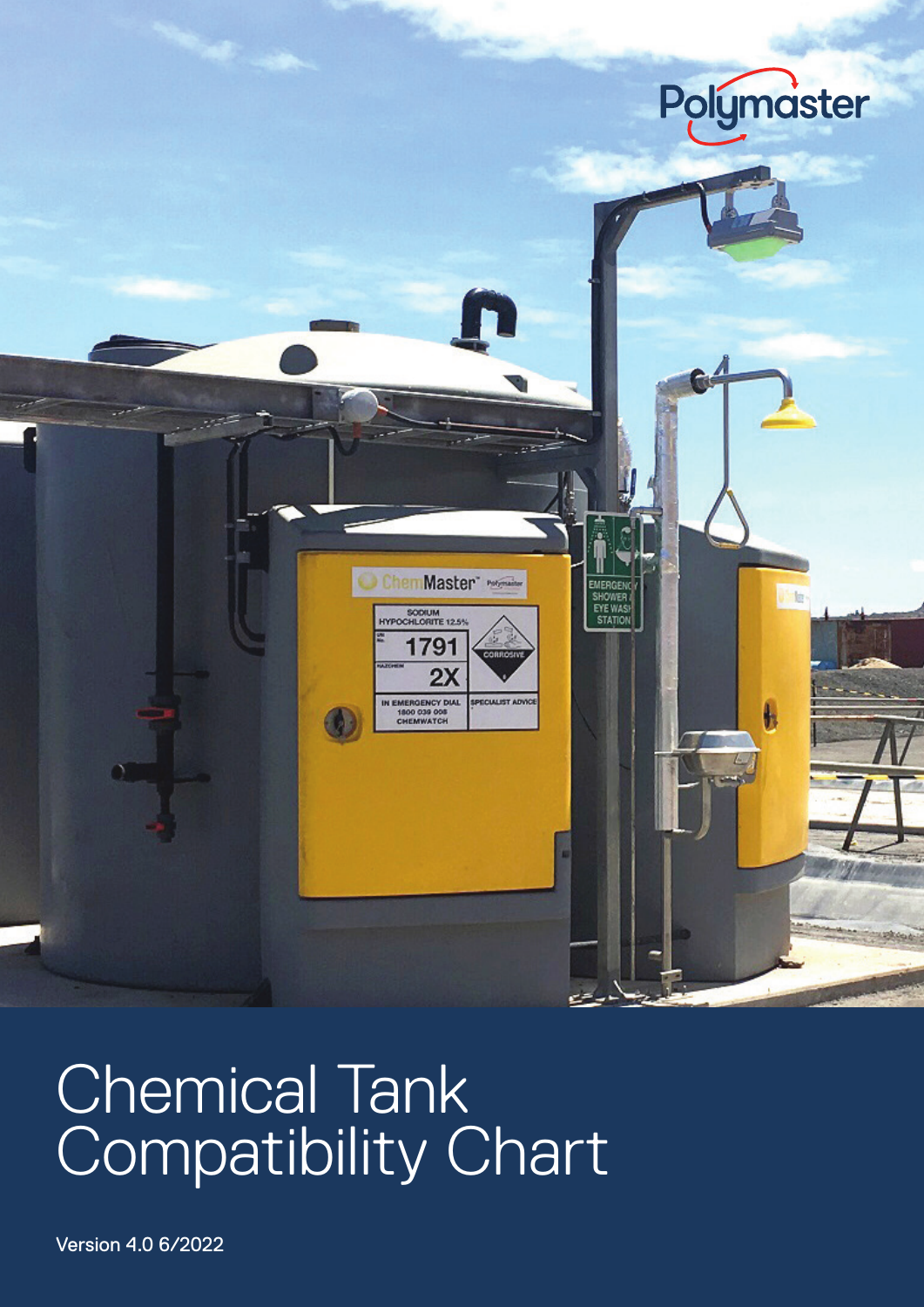Polymaster

# Chemical Tank Compatibility Chart

Version 4.0 6/2022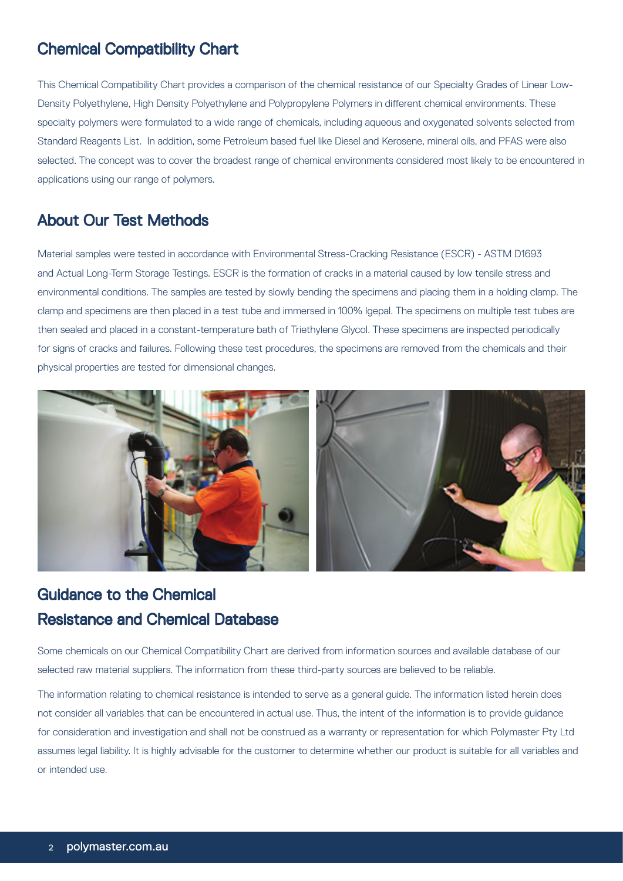## Chemical Compatibility Chart

This Chemical Compatibility Chart provides a comparison of the chemical resistance of our Specialty Grades of Linear Low-Density Polyethylene, High Density Polyethylene and Polypropylene Polymers in different chemical environments. These specialty polymers were formulated to a wide range of chemicals, including aqueous and oxygenated solvents selected from Standard Reagents List.  In addition, some Petroleum based fuel like Diesel and Kerosene, mineral oils, and PFAS were also selected. The concept was to cover the broadest range of chemical environments considered most likely to be encountered in applications using our range of polymers.

## About Our Test Methods

Material samples were tested in accordance with Environmental Stress-Cracking Resistance (ESCR) - ASTM D1693 and Actual Long-Term Storage Testings. ESCR is the formation of cracks in a material caused by low tensile stress and environmental conditions. The samples are tested by slowly bending the specimens and placing them in a holding clamp. The clamp and specimens are then placed in a test tube and immersed in 100% Igepal. The specimens on multiple test tubes are then sealed and placed in a constant-temperature bath of Triethylene Glycol. These specimens are inspected periodically for signs of cracks and failures. Following these test procedures, the specimens are removed from the chemicals and their physical properties are tested for dimensional changes.

## Guidance to the Chemical Resistance and Chemical Database

Some chemicals on our Chemical Compatibility Chart are derived from information sources and available database of our selected raw material suppliers. The information from these third-party sources are believed to be reliable.

The information relating to chemical resistance is intended to serve as a general guide. The information listed herein does not consider all variables that can be encountered in actual use. Thus, the intent of the information is to provide guidance for consideration and investigation and shall not be construed as a warranty or representation for which Polymaster Pty Ltd assumes legal liability. It is highly advisable for the customer to determine whether our product is suitable for all variables and or intended use.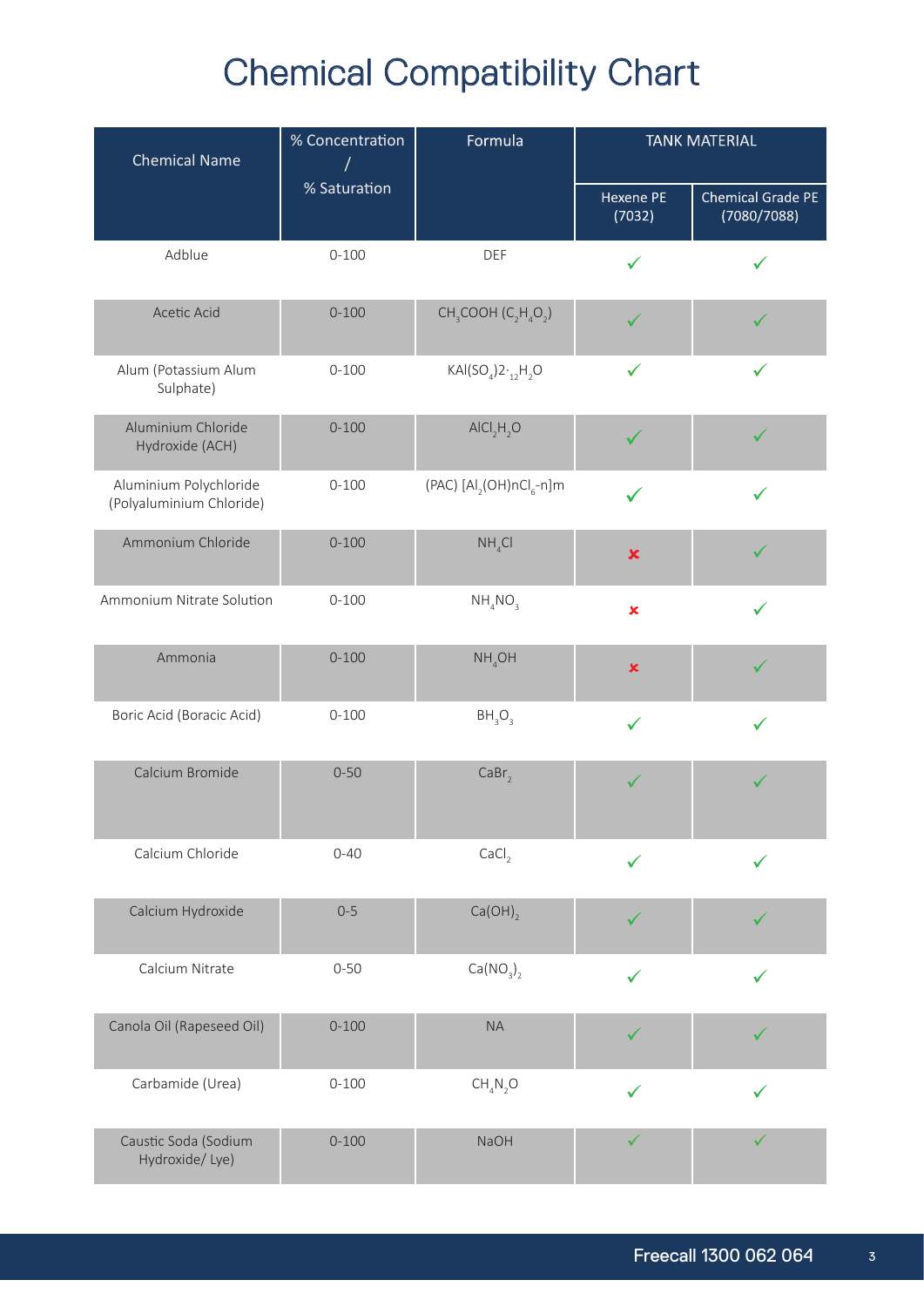# Chemical Compatibility Chart

| Chemical Name | % Concentration / % Saturation | Formula | TANK MATERIAL | |
|---|---|---|---|---|
| | | | Hexene PE (7032) | Chemical Grade PE (7080/7088) |
| Adblue | 0-100 | DEF | ✓ | ✓ |
| Acetic Acid | 0-100 | $CH_3COOH$ ($C_2H_4O_2$) | ✓ | ✓ |
| Alum (Potassium Alum Sulphate) | 0-100 | $KAl(SO_4)2\cdot_{12}H_2O$ | ✓ | ✓ |
| Aluminium Chloride Hydroxide (ACH) | 0-100 | $AlCl_2H_2O$ | ✓ | ✓ |
| Aluminium Polychloride (Polyaluminium Chloride) | 0-100 | (PAC) $[Al_2(OH)nCl_6\text{-}n]m$ | ✓ | ✓ |
| Ammonium Chloride | 0-100 | $NH_4Cl$ | ✗ | ✓ |
| Ammonium Nitrate Solution | 0-100 | $NH_4NO_3$ | ✗ | ✓ |
| Ammonia | 0-100 | $NH_4OH$ | ✗ | ✓ |
| Boric Acid (Boracic Acid) | 0-100 | $BH_3O_3$ | ✓ | ✓ |
| Calcium Bromide | 0-50 | $CaBr_2$ | ✓ | ✓ |
| Calcium Chloride | 0-40 | $CaCl_2$ | ✓ | ✓ |
| Calcium Hydroxide | 0-5 | $Ca(OH)_2$ | ✓ | ✓ |
| Calcium Nitrate | 0-50 | $Ca(NO_3)_2$ | ✓ | ✓ |
| Canola Oil (Rapeseed Oil) | 0-100 | NA | ✓ | ✓ |
| Carbamide (Urea) | 0-100 | $CH_4N_2O$ | ✓ | ✓ |
| Caustic Soda (Sodium Hydroxide/ Lye) | 0-100 | NaOH | ✓ | ✓ |

Freecall 1300 062 064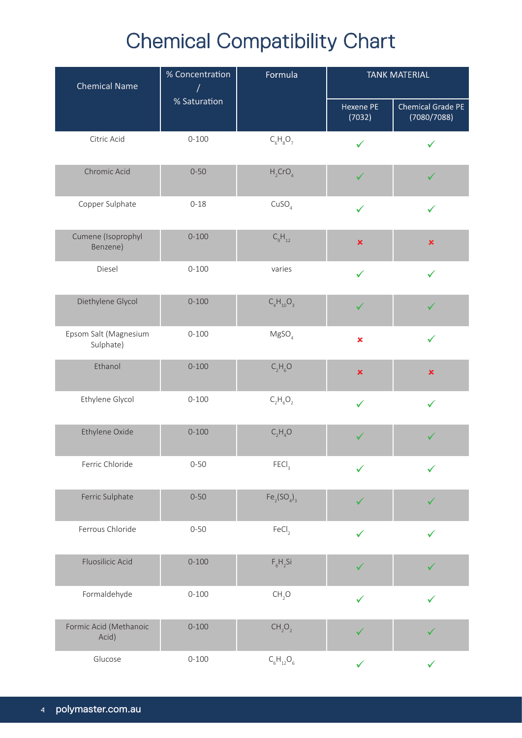# Chemical Compatibility Chart

| Chemical Name | % Concentration / % Saturation | Formula | TANK MATERIAL | |
|---|---|---|---|---|
| | | | Hexene PE (7032) | Chemical Grade PE (7080/7088) |
| Citric Acid | 0-100 | $C_6H_8O_7$ | ✓ | ✓ |
| Chromic Acid | 0-50 | $H_2CrO_4$ | ✓ | ✓ |
| Copper Sulphate | 0-18 | $CuSO_4$ | ✓ | ✓ |
| Cumene (Isoprophyl Benzene) | 0-100 | $C_9H_{12}$ | ✗ | ✗ |
| Diesel | 0-100 | varies | ✓ | ✓ |
| Diethylene Glycol | 0-100 | $C_4H_{10}O_3$ | ✓ | ✓ |
| Epsom Salt (Magnesium Sulphate) | 0-100 | $MgSO_4$ | ✗ | ✓ |
| Ethanol | 0-100 | $C_2H_6O$ | ✗ | ✗ |
| Ethylene Glycol | 0-100 | $C_2H_6O_2$ | ✓ | ✓ |
| Ethylene Oxide | 0-100 | $C_2H_4O$ | ✓ | ✓ |
| Ferric Chloride | 0-50 | $FECl_3$ | ✓ | ✓ |
| Ferric Sulphate | 0-50 | $Fe_2(SO_4)_3$ | ✓ | ✓ |
| Ferrous Chloride | 0-50 | $FeCl_2$ | ✓ | ✓ |
| Fluosilicic Acid | 0-100 | $F_6H_2Si$ | ✓ | ✓ |
| Formaldehyde | 0-100 | $CH_2O$ | ✓ | ✓ |
| Formic Acid (Methanoic Acid) | 0-100 | $CH_2O_2$ | ✓ | ✓ |
| Glucose | 0-100 | $C_6H_{12}O_6$ | ✓ | ✓ |

polymaster.com.au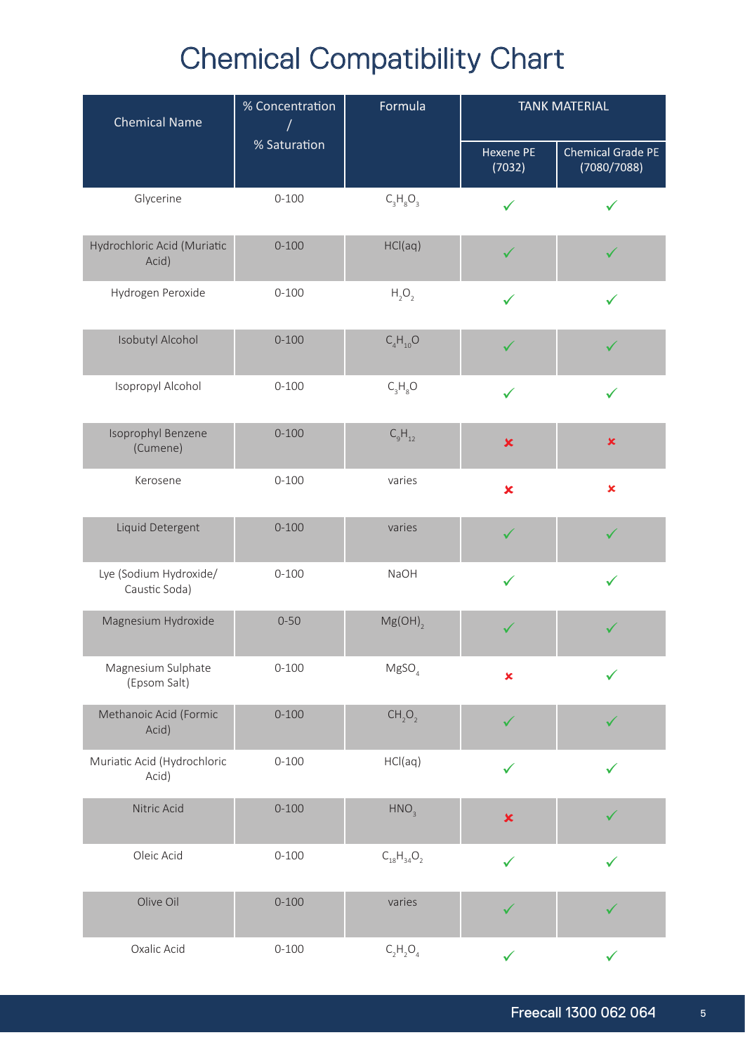# Chemical Compatibility Chart

| Chemical Name | % Concentration / % Saturation | Formula | TANK MATERIAL | |
|---|---|---|---|---|
| | | | Hexene PE (7032) | Chemical Grade PE (7080/7088) |
| Glycerine | 0-100 | $C_3H_8O_3$ | ✓ | ✓ |
| Hydrochloric Acid (Muriatic Acid) | 0-100 | HCl(aq) | ✓ | ✓ |
| Hydrogen Peroxide | 0-100 | $H_2O_2$ | ✓ | ✓ |
| Isobutyl Alcohol | 0-100 | $C_4H_{10}O$ | ✓ | ✓ |
| Isopropyl Alcohol | 0-100 | $C_3H_8O$ | ✓ | ✓ |
| Isoprophyl Benzene (Cumene) | 0-100 | $C_9H_{12}$ | ✘ | ✘ |
| Kerosene | 0-100 | varies | ✘ | ✘ |
| Liquid Detergent | 0-100 | varies | ✓ | ✓ |
| Lye (Sodium Hydroxide/ Caustic Soda) | 0-100 | NaOH | ✓ | ✓ |
| Magnesium Hydroxide | 0-50 | $Mg(OH)_2$ | ✓ | ✓ |
| Magnesium Sulphate (Epsom Salt) | 0-100 | $MgSO_4$ | ✘ | ✓ |
| Methanoic Acid (Formic Acid) | 0-100 | $CH_2O_2$ | ✓ | ✓ |
| Muriatic Acid (Hydrochloric Acid) | 0-100 | HCl(aq) | ✓ | ✓ |
| Nitric Acid | 0-100 | $HNO_3$ | ✘ | ✓ |
| Oleic Acid | 0-100 | $C_{18}H_{34}O_2$ | ✓ | ✓ |
| Olive Oil | 0-100 | varies | ✓ | ✓ |
| Oxalic Acid | 0-100 | $C_2H_2O_4$ | ✓ | ✓ |

Freecall 1300 062 064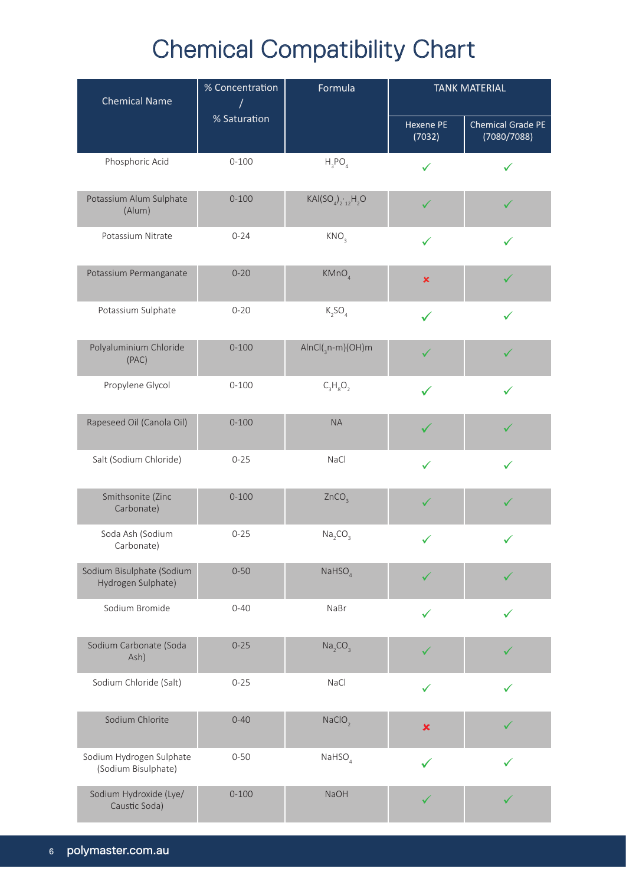# Chemical Compatibility Chart

| Chemical Name | % Concentration / % Saturation | Formula | TANK MATERIAL | |
|---|---|---|---|---|
| | | | Hexene PE (7032) | Chemical Grade PE (7080/7088) |
| Phosphoric Acid | 0-100 | $H_3PO_4$ | ✓ | ✓ |
| Potassium Alum Sulphate (Alum) | 0-100 | $KAl(SO_4)_2 \cdot {}_{12}H_2O$ | ✓ | ✓ |
| Potassium Nitrate | 0-24 | $KNO_3$ | ✓ | ✓ |
| Potassium Permanganate | 0-20 | $KMnO_4$ | ✗ | ✓ |
| Potassium Sulphate | 0-20 | $K_2SO_4$ | ✓ | ✓ |
| Polyaluminium Chloride (PAC) | 0-100 | $AlnCl({}_3n\text{-}m)(OH)m$ | ✓ | ✓ |
| Propylene Glycol | 0-100 | $C_3H_8O_2$ | ✓ | ✓ |
| Rapeseed Oil (Canola Oil) | 0-100 | NA | ✓ | ✓ |
| Salt (Sodium Chloride) | 0-25 | NaCl | ✓ | ✓ |
| Smithsonite (Zinc Carbonate) | 0-100 | $ZnCO_3$ | ✓ | ✓ |
| Soda Ash (Sodium Carbonate) | 0-25 | $Na_2CO_3$ | ✓ | ✓ |
| Sodium Bisulphate (Sodium Hydrogen Sulphate) | 0-50 | $NaHSO_4$ | ✓ | ✓ |
| Sodium Bromide | 0-40 | NaBr | ✓ | ✓ |
| Sodium Carbonate (Soda Ash) | 0-25 | $Na_2CO_3$ | ✓ | ✓ |
| Sodium Chloride (Salt) | 0-25 | NaCl | ✓ | ✓ |
| Sodium Chlorite | 0-40 | $NaClO_2$ | ✗ | ✓ |
| Sodium Hydrogen Sulphate (Sodium Bisulphate) | 0-50 | $NaHSO_4$ | ✓ | ✓ |
| Sodium Hydroxide (Lye/ Caustic Soda) | 0-100 | NaOH | ✓ | ✓ |

polymaster.com.au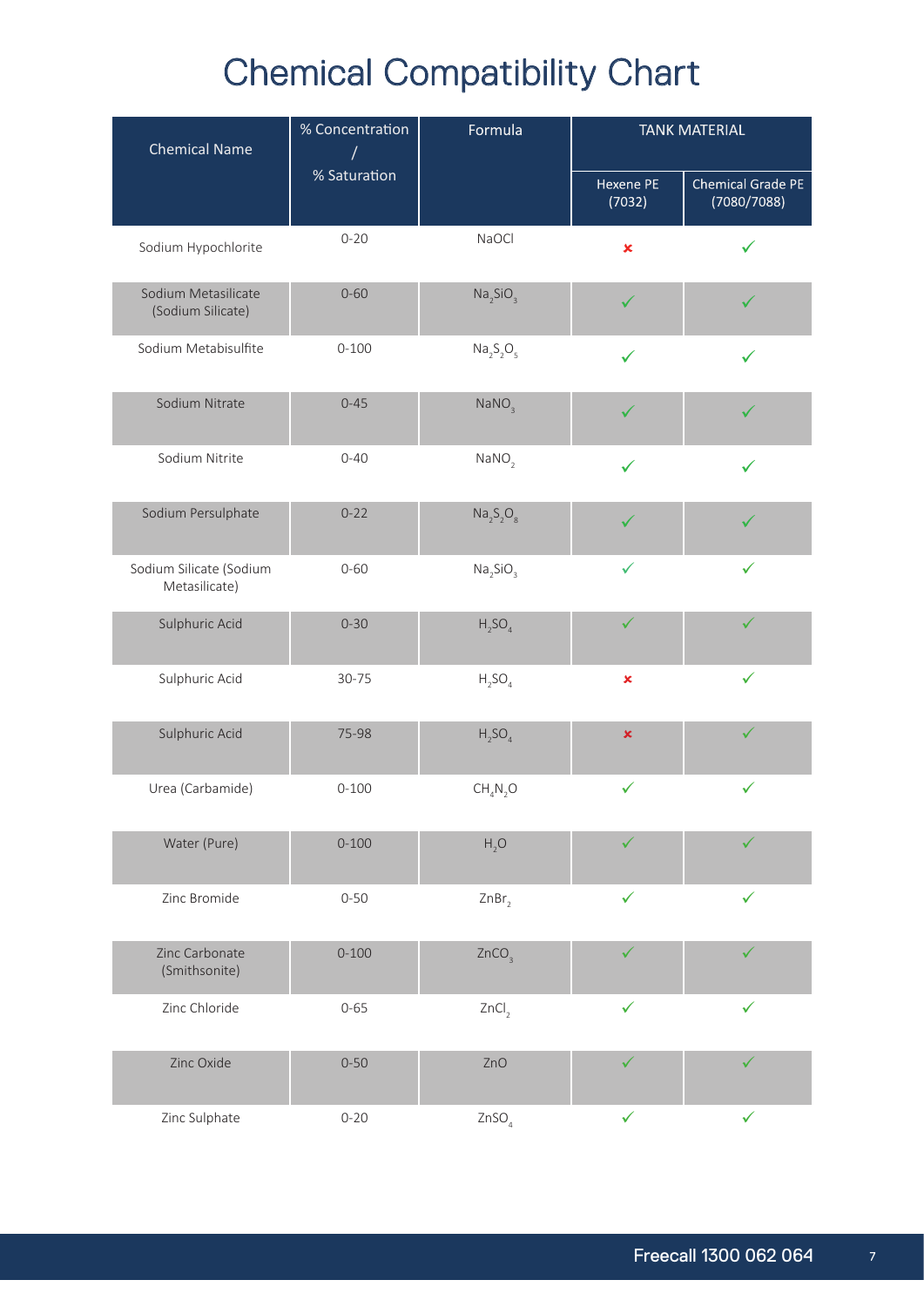# Chemical Compatibility Chart

| Chemical Name | % Concentration / % Saturation | Formula | TANK MATERIAL | |
|---|---|---|---|---|
| | | | Hexene PE (7032) | Chemical Grade PE (7080/7088) |
| Sodium Hypochlorite | 0-20 | $NaOCl$ | ✗ | ✓ |
| Sodium Metasilicate (Sodium Silicate) | 0-60 | $Na_2SiO_3$ | ✓ | ✓ |
| Sodium Metabisulfite | 0-100 | $Na_2S_2O_5$ | ✓ | ✓ |
| Sodium Nitrate | 0-45 | $NaNO_3$ | ✓ | ✓ |
| Sodium Nitrite | 0-40 | $NaNO_2$ | ✓ | ✓ |
| Sodium Persulphate | 0-22 | $Na_2S_2O_8$ | ✓ | ✓ |
| Sodium Silicate (Sodium Metasilicate) | 0-60 | $Na_2SiO_3$ | ✓ | ✓ |
| Sulphuric Acid | 0-30 | $H_2SO_4$ | ✓ | ✓ |
| Sulphuric Acid | 30-75 | $H_2SO_4$ | ✗ | ✓ |
| Sulphuric Acid | 75-98 | $H_2SO_4$ | ✗ | ✓ |
| Urea (Carbamide) | 0-100 | $CH_4N_2O$ | ✓ | ✓ |
| Water (Pure) | 0-100 | $H_2O$ | ✓ | ✓ |
| Zinc Bromide | 0-50 | $ZnBr_2$ | ✓ | ✓ |
| Zinc Carbonate (Smithsonite) | 0-100 | $ZnCO_3$ | ✓ | ✓ |
| Zinc Chloride | 0-65 | $ZnCl_2$ | ✓ | ✓ |
| Zinc Oxide | 0-50 | $ZnO$ | ✓ | ✓ |
| Zinc Sulphate | 0-20 | $ZnSO_4$ | ✓ | ✓ |

Freecall 1300 062 064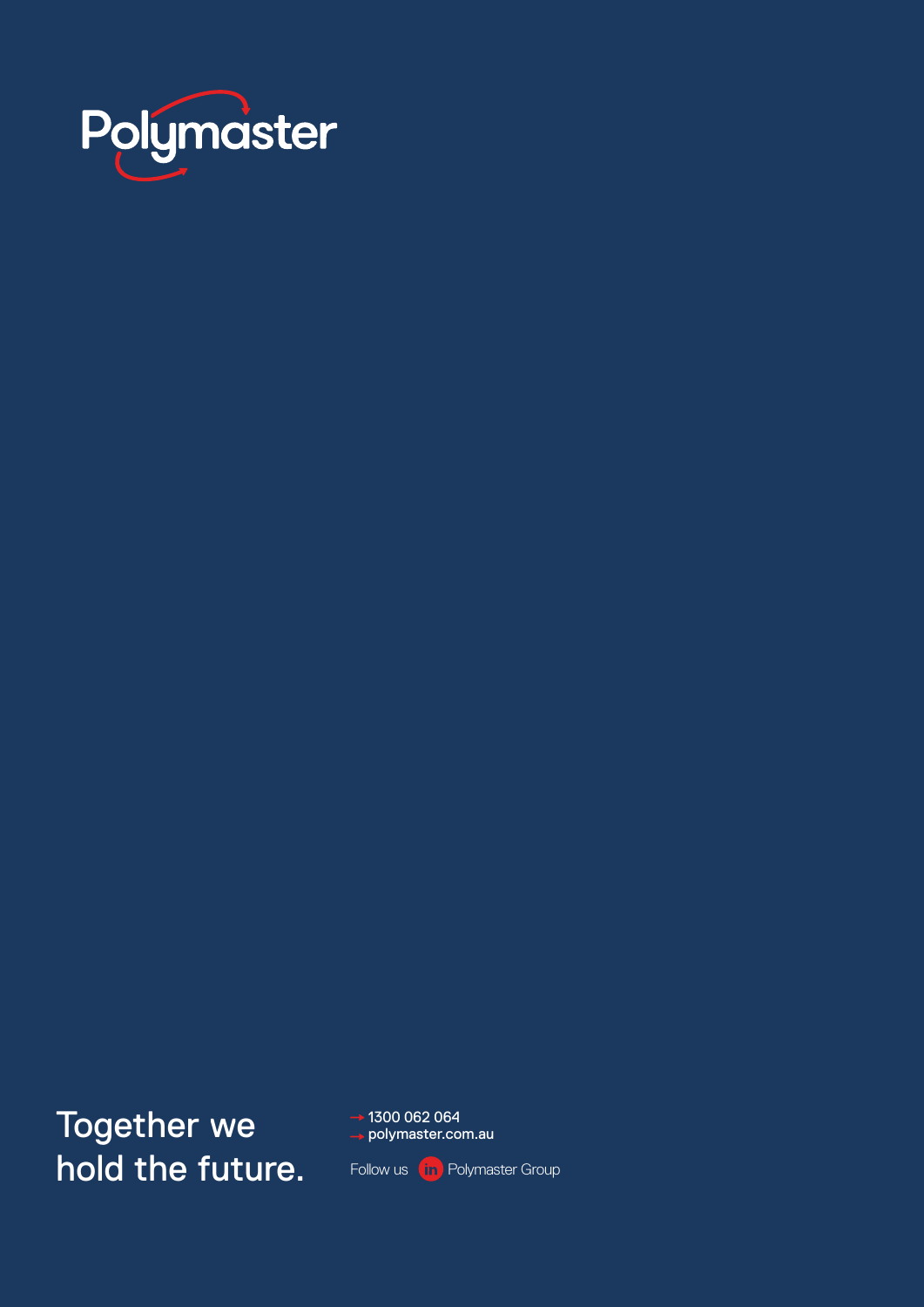Polymaster

Together we hold the future.

→ 1300 062 064
→ polymaster.com.au

Follow us in Polymaster Group